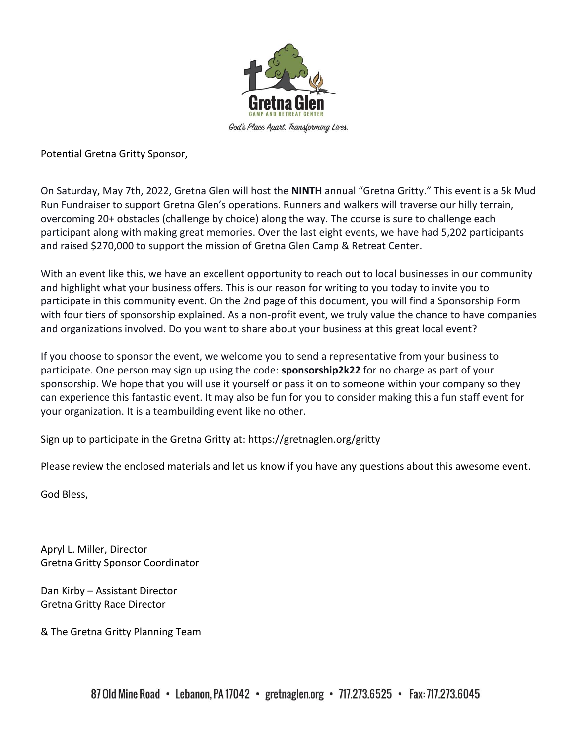Gretna Glen

CAMP AND RETREAT CENTER

*God's Place Apart. Transforming Lives.*

Potential Gretna Gritty Sponsor,

On Saturday, May 7th, 2022, Gretna Glen will host the **NINTH** annual "Gretna Gritty." This event is a 5k Mud Run Fundraiser to support Gretna Glen's operations. Runners and walkers will traverse our hilly terrain, overcoming 20+ obstacles (challenge by choice) along the way. The course is sure to challenge each participant along with making great memories. Over the last eight events, we have had 5,202 participants and raised $270,000 to support the mission of Gretna Glen Camp & Retreat Center.

With an event like this, we have an excellent opportunity to reach out to local businesses in our community and highlight what your business offers. This is our reason for writing to you today to invite you to participate in this community event. On the 2nd page of this document, you will find a Sponsorship Form with four tiers of sponsorship explained. As a non-profit event, we truly value the chance to have companies and organizations involved. Do you want to share about your business at this great local event?

If you choose to sponsor the event, we welcome you to send a representative from your business to participate. One person may sign up using the code: **sponsorship2k22** for no charge as part of your sponsorship. We hope that you will use it yourself or pass it on to someone within your company so they can experience this fantastic event. It may also be fun for you to consider making this a fun staff event for your organization. It is a teambuilding event like no other.

Sign up to participate in the Gretna Gritty at: https://gretnaglen.org/gritty

Please review the enclosed materials and let us know if you have any questions about this awesome event.

God Bless,

Apryl L. Miller, Director
Gretna Gritty Sponsor Coordinator

Dan Kirby – Assistant Director
Gretna Gritty Race Director

& The Gretna Gritty Planning Team

87 Old Mine Road • Lebanon, PA 17042 • gretnaglen.org • 717.273.6525 • Fax: 717.273.6045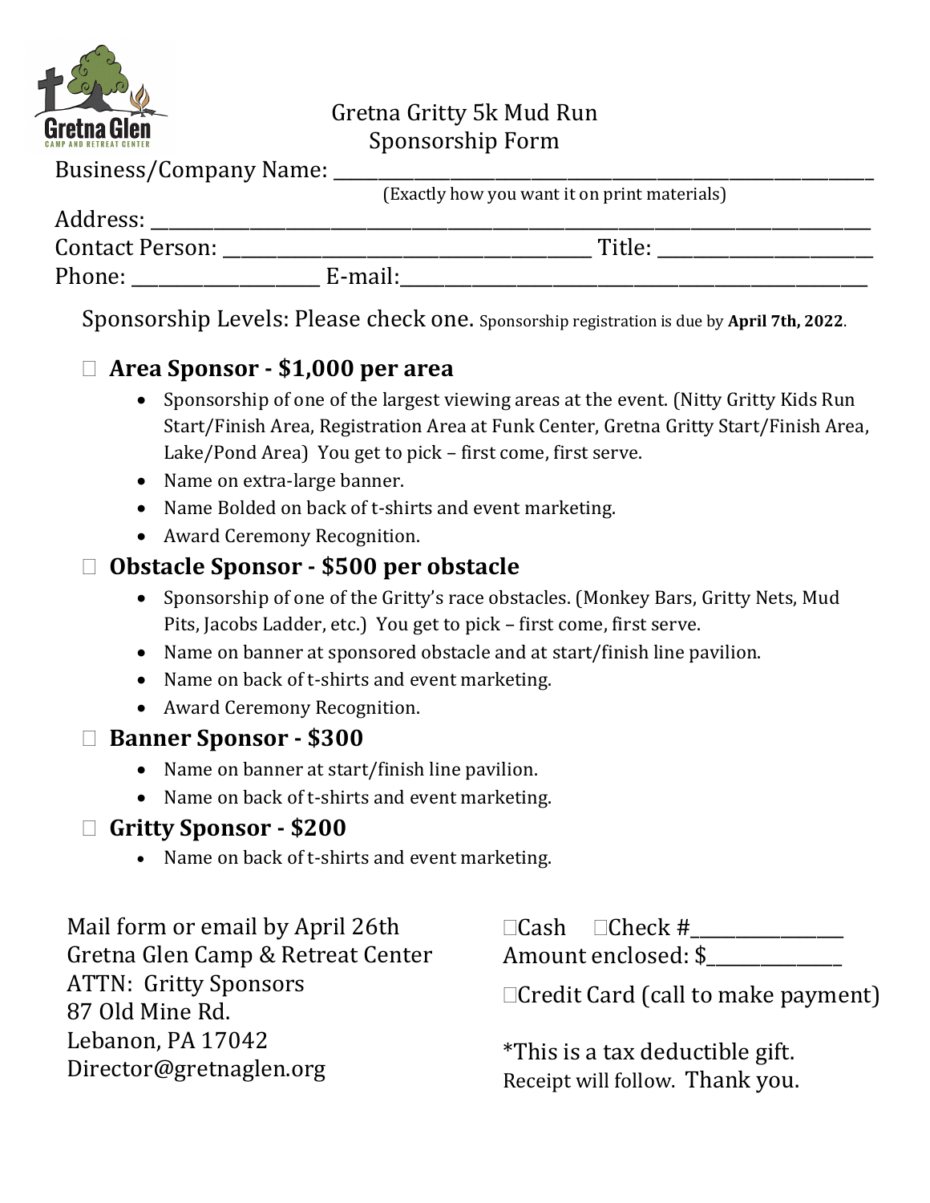Gretna Glen
CAMP AND RETREAT CENTER

# Gretna Gritty 5k Mud Run
## Sponsorship Form

Business/Company Name: ______________________________________________
(Exactly how you want it on print materials)

Address: ______________________________________________

Contact Person: ______________________________ Title: ____________________

Phone: __________________ E-mail: ______________________________________

Sponsorship Levels: Please check one. Sponsorship registration is due by **April 7th, 2022**.

☐ **Area Sponsor - $1,000 per area**

- Sponsorship of one of the largest viewing areas at the event. (Nitty Gritty Kids Run Start/Finish Area, Registration Area at Funk Center, Gretna Gritty Start/Finish Area, Lake/Pond Area) You get to pick – first come, first serve.
- Name on extra-large banner.
- Name Bolded on back of t-shirts and event marketing.
- Award Ceremony Recognition.

☐ **Obstacle Sponsor - $500 per obstacle**

- Sponsorship of one of the Gritty's race obstacles. (Monkey Bars, Gritty Nets, Mud Pits, Jacobs Ladder, etc.) You get to pick – first come, first serve.
- Name on banner at sponsored obstacle and at start/finish line pavilion.
- Name on back of t-shirts and event marketing.
- Award Ceremony Recognition.

☐ **Banner Sponsor - $300**

- Name on banner at start/finish line pavilion.
- Name on back of t-shirts and event marketing.

☐ **Gritty Sponsor - $200**

- Name on back of t-shirts and event marketing.

Mail form or email by April 26th
Gretna Glen Camp & Retreat Center
ATTN: Gritty Sponsors
87 Old Mine Rd.
Lebanon, PA 17042
Director@gretnaglen.org

☐Cash ☐Check #______________
Amount enclosed: $____________

☐Credit Card (call to make payment)

*This is a tax deductible gift.
Receipt will follow. Thank you.